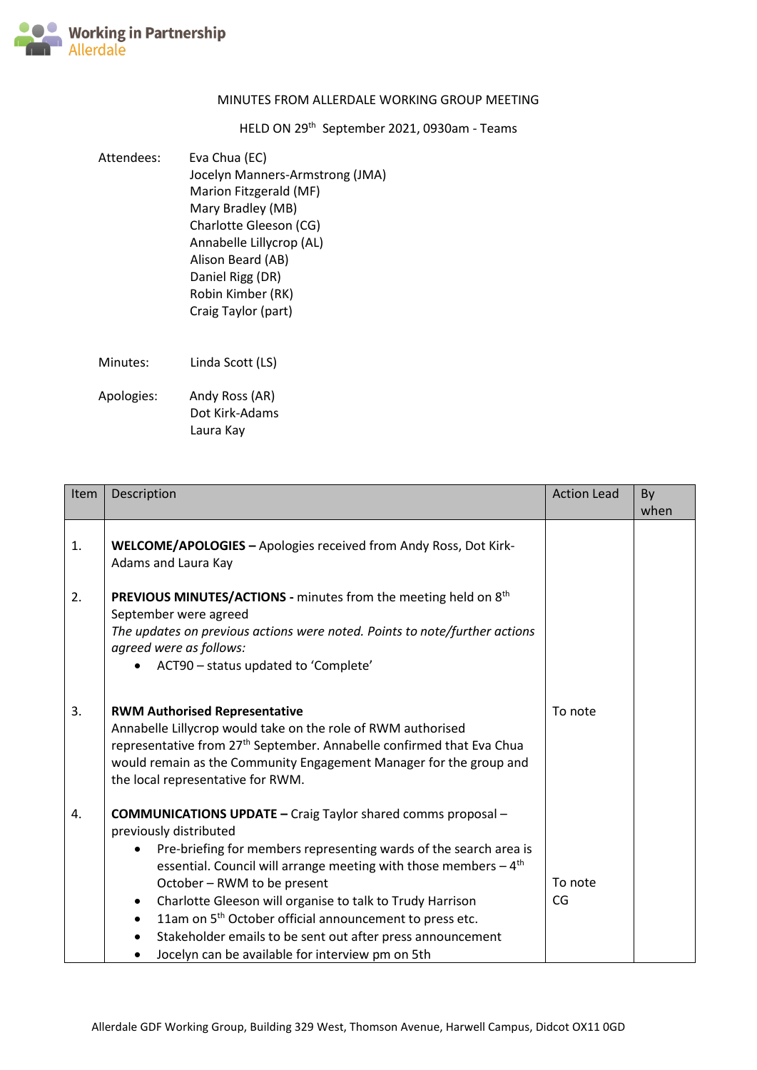Working in Partnership Allerdale

MINUTES FROM ALLERDALE WORKING GROUP MEETING

HELD ON 29th September 2021, 0930am - Teams

Attendees:
Eva Chua (EC)
Jocelyn Manners-Armstrong (JMA)
Marion Fitzgerald (MF)
Mary Bradley (MB)
Charlotte Gleeson (CG)
Annabelle Lillycrop (AL)
Alison Beard (AB)
Daniel Rigg (DR)
Robin Kimber (RK)
Craig Taylor (part)

Minutes: Linda Scott (LS)

Apologies:
Andy Ross (AR)
Dot Kirk-Adams
Laura Kay

| Item | Description | Action Lead | By when |
|---|---|---|---|
| 1. | **WELCOME/APOLOGIES –** Apologies received from Andy Ross, Dot Kirk-Adams and Laura Kay | | |
| 2. | **PREVIOUS MINUTES/ACTIONS -** minutes from the meeting held on 8th September were agreed<br>*The updates on previous actions were noted. Points to note/further actions agreed were as follows:*<br>• ACT90 – status updated to 'Complete' | | |
| 3. | **RWM Authorised Representative**<br>Annabelle Lillycrop would take on the role of RWM authorised representative from 27th September. Annabelle confirmed that Eva Chua would remain as the Community Engagement Manager for the group and the local representative for RWM. | To note | |
| 4. | **COMMUNICATIONS UPDATE –** Craig Taylor shared comms proposal – previously distributed<br>• Pre-briefing for members representing wards of the search area is essential. Council will arrange meeting with those members – 4th October – RWM to be present<br>• Charlotte Gleeson will organise to talk to Trudy Harrison<br>• 11am on 5th October official announcement to press etc.<br>• Stakeholder emails to be sent out after press announcement<br>• Jocelyn can be available for interview pm on 5th | To note<br>CG | |

Allerdale GDF Working Group, Building 329 West, Thomson Avenue, Harwell Campus, Didcot OX11 0GD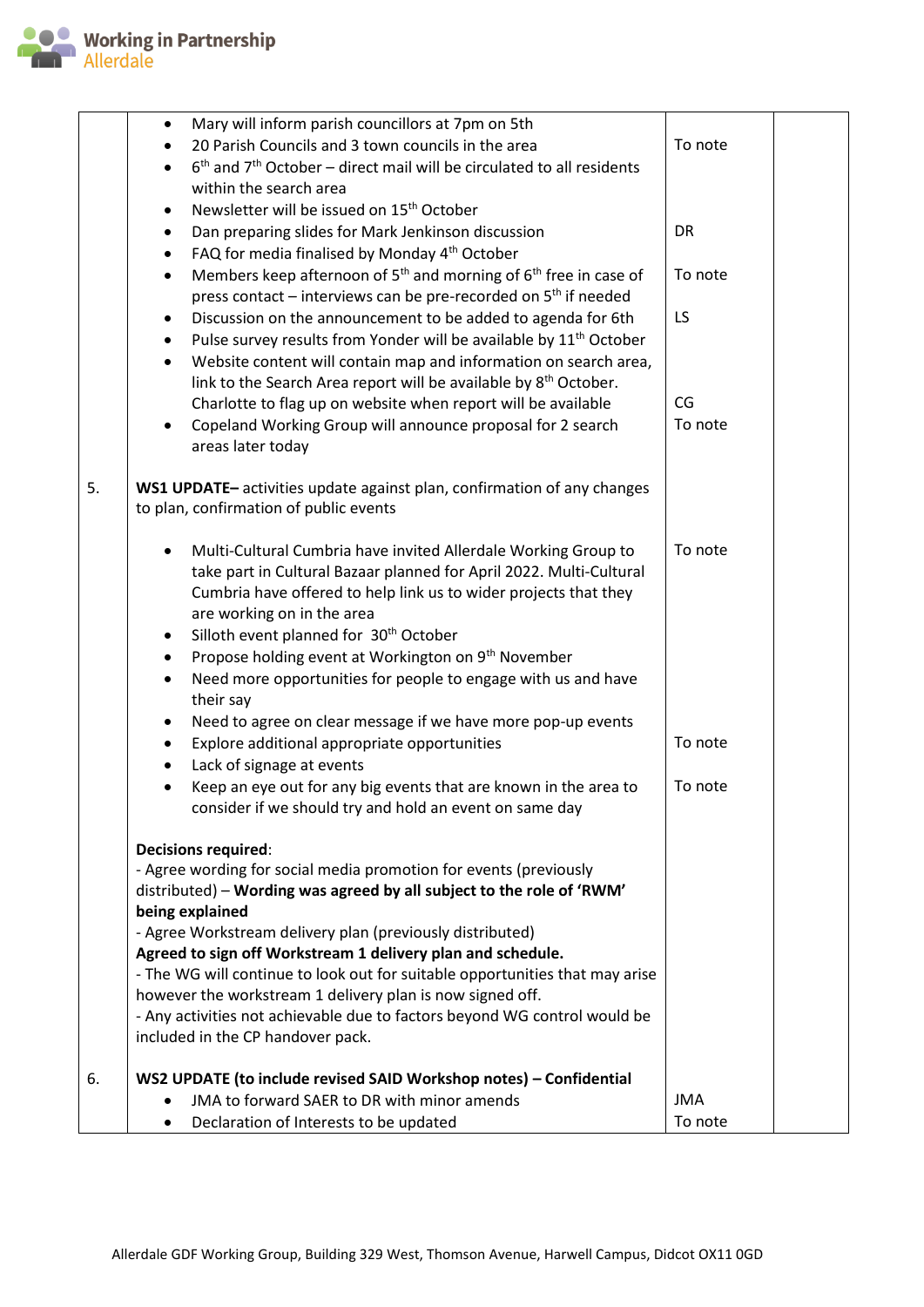| | | | |
|---|---|---|---|
| | • Mary will inform parish councillors at 7pm on 5th<br>• 20 Parish Councils and 3 town councils in the area<br>• 6th and 7th October – direct mail will be circulated to all residents within the search area<br>• Newsletter will be issued on 15th October<br>• Dan preparing slides for Mark Jenkinson discussion<br>• FAQ for media finalised by Monday 4th October<br>• Members keep afternoon of 5th and morning of 6th free in case of press contact – interviews can be pre-recorded on 5th if needed<br>• Discussion on the announcement to be added to agenda for 6th<br>• Pulse survey results from Yonder will be available by 11th October<br>• Website content will contain map and information on search area, link to the Search Area report will be available by 8th October. Charlotte to flag up on website when report will be available<br>• Copeland Working Group will announce proposal for 2 search areas later today | To note<br><br>DR<br><br>To note<br><br>LS<br><br>CG<br>To note | |
| 5. | **WS1 UPDATE–** activities update against plan, confirmation of any changes to plan, confirmation of public events<br><br>• Multi-Cultural Cumbria have invited Allerdale Working Group to take part in Cultural Bazaar planned for April 2022. Multi-Cultural Cumbria have offered to help link us to wider projects that they are working on in the area<br>• Silloth event planned for 30th October<br>• Propose holding event at Workington on 9th November<br>• Need more opportunities for people to engage with us and have their say<br>• Need to agree on clear message if we have more pop-up events<br>• Explore additional appropriate opportunities<br>• Lack of signage at events<br>• Keep an eye out for any big events that are known in the area to consider if we should try and hold an event on same day<br><br>**Decisions required**:<br>- Agree wording for social media promotion for events (previously distributed) – **Wording was agreed by all subject to the role of 'RWM' being explained**<br>- Agree Workstream delivery plan (previously distributed)<br>**Agreed to sign off Workstream 1 delivery plan and schedule.**<br>- The WG will continue to look out for suitable opportunities that may arise however the workstream 1 delivery plan is now signed off.<br>- Any activities not achievable due to factors beyond WG control would be included in the CP handover pack. | To note<br><br>To note<br><br>To note | |
| 6. | **WS2 UPDATE (to include revised SAID Workshop notes) – Confidential**<br>• JMA to forward SAER to DR with minor amends<br>• Declaration of Interests to be updated | JMA<br>To note | |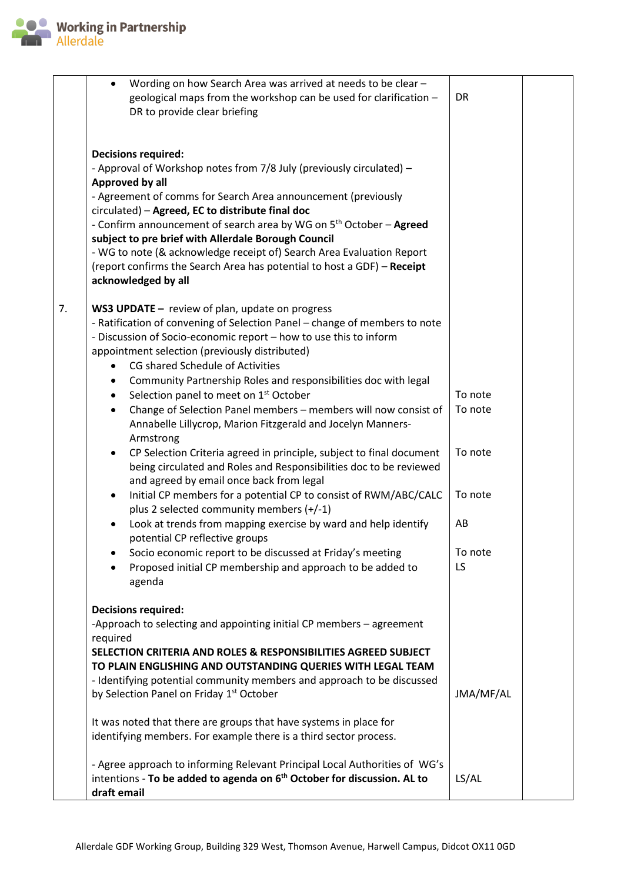| | | | |
|---|---|---|---|
| | • Wording on how Search Area was arrived at needs to be clear – geological maps from the workshop can be used for clarification – DR to provide clear briefing<br><br>**Decisions required:**<br>- Approval of Workshop notes from 7/8 July (previously circulated) – **Approved by all**<br>- Agreement of comms for Search Area announcement (previously circulated) – **Agreed, EC to distribute final doc**<br>- Confirm announcement of search area by WG on 5th October – **Agreed subject to pre brief with Allerdale Borough Council**<br>- WG to note (& acknowledge receipt of) Search Area Evaluation Report (report confirms the Search Area has potential to host a GDF) – **Receipt acknowledged by all** | DR | |
| 7. | **WS3 UPDATE –** review of plan, update on progress<br>- Ratification of convening of Selection Panel – change of members to note<br>- Discussion of Socio-economic report – how to use this to inform appointment selection (previously distributed)<br>• CG shared Schedule of Activities<br>• Community Partnership Roles and responsibilities doc with legal<br>• Selection panel to meet on 1st October<br>• Change of Selection Panel members – members will now consist of Annabelle Lillycrop, Marion Fitzgerald and Jocelyn Manners-Armstrong<br>• CP Selection Criteria agreed in principle, subject to final document being circulated and Roles and Responsibilities doc to be reviewed and agreed by email once back from legal<br>• Initial CP members for a potential CP to consist of RWM/ABC/CALC plus 2 selected community members (+/-1)<br>• Look at trends from mapping exercise by ward and help identify potential CP reflective groups<br>• Socio economic report to be discussed at Friday's meeting<br>• Proposed initial CP membership and approach to be added to agenda<br><br>**Decisions required:**<br>-Approach to selecting and appointing initial CP members – agreement required<br>**SELECTION CRITERIA AND ROLES & RESPONSIBILITIES AGREED SUBJECT TO PLAIN ENGLISHING AND OUTSTANDING QUERIES WITH LEGAL TEAM**<br>- Identifying potential community members and approach to be discussed by Selection Panel on Friday 1st October<br><br>It was noted that there are groups that have systems in place for identifying members. For example there is a third sector process.<br><br>- Agree approach to informing Relevant Principal Local Authorities of WG's intentions - **To be added to agenda on 6th October for discussion. AL to draft email** | To note<br>To note<br><br>To note<br><br>To note<br><br>AB<br><br>To note<br>LS<br><br>JMA/MF/AL<br><br>LS/AL | |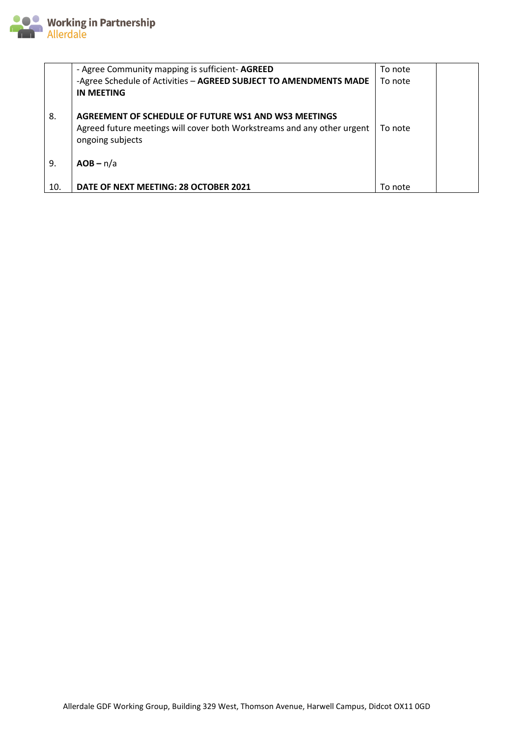|  |  |  |  |
|---|---|---|---|
|  | - Agree Community mapping is sufficient- **AGREED**<br>-Agree Schedule of Activities – **AGREED SUBJECT TO AMENDMENTS MADE IN MEETING** | To note<br>To note |  |
| 8. | **AGREEMENT OF SCHEDULE OF FUTURE WS1 AND WS3 MEETINGS**<br>Agreed future meetings will cover both Workstreams and any other urgent ongoing subjects | To note |  |
| 9. | **AOB –** n/a |  |  |
| 10. | **DATE OF NEXT MEETING: 28 OCTOBER 2021** | To note |  |